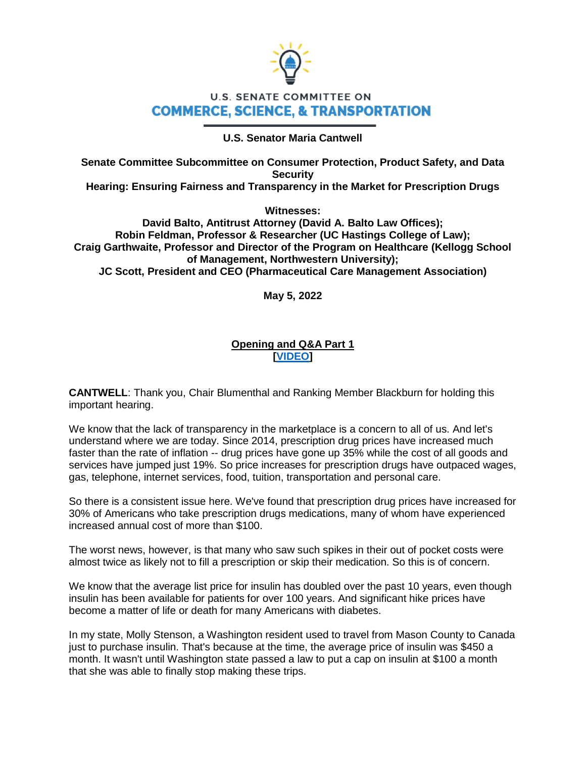U.S. SENATE COMMITTEE ON

# COMMERCE, SCIENCE, & TRANSPORTATION

**U.S. Senator Maria Cantwell**

**Senate Committee Subcommittee on Consumer Protection, Product Safety, and Data Security**
**Hearing: Ensuring Fairness and Transparency in the Market for Prescription Drugs**

**Witnesses:**
**David Balto, Antitrust Attorney (David A. Balto Law Offices);**
**Robin Feldman, Professor & Researcher (UC Hastings College of Law);**
**Craig Garthwaite, Professor and Director of the Program on Healthcare (Kellogg School of Management, Northwestern University);**
**JC Scott, President and CEO (Pharmaceutical Care Management Association)**

**May 5, 2022**

## Opening and Q&A Part 1
**[VIDEO]**

**CANTWELL**: Thank you, Chair Blumenthal and Ranking Member Blackburn for holding this important hearing.

We know that the lack of transparency in the marketplace is a concern to all of us. And let's understand where we are today. Since 2014, prescription drug prices have increased much faster than the rate of inflation -- drug prices have gone up 35% while the cost of all goods and services have jumped just 19%. So price increases for prescription drugs have outpaced wages, gas, telephone, internet services, food, tuition, transportation and personal care.

So there is a consistent issue here. We've found that prescription drug prices have increased for 30% of Americans who take prescription drugs medications, many of whom have experienced increased annual cost of more than $100.

The worst news, however, is that many who saw such spikes in their out of pocket costs were almost twice as likely not to fill a prescription or skip their medication. So this is of concern.

We know that the average list price for insulin has doubled over the past 10 years, even though insulin has been available for patients for over 100 years. And significant hike prices have become a matter of life or death for many Americans with diabetes.

In my state, Molly Stenson, a Washington resident used to travel from Mason County to Canada just to purchase insulin. That's because at the time, the average price of insulin was $450 a month. It wasn't until Washington state passed a law to put a cap on insulin at $100 a month that she was able to finally stop making these trips.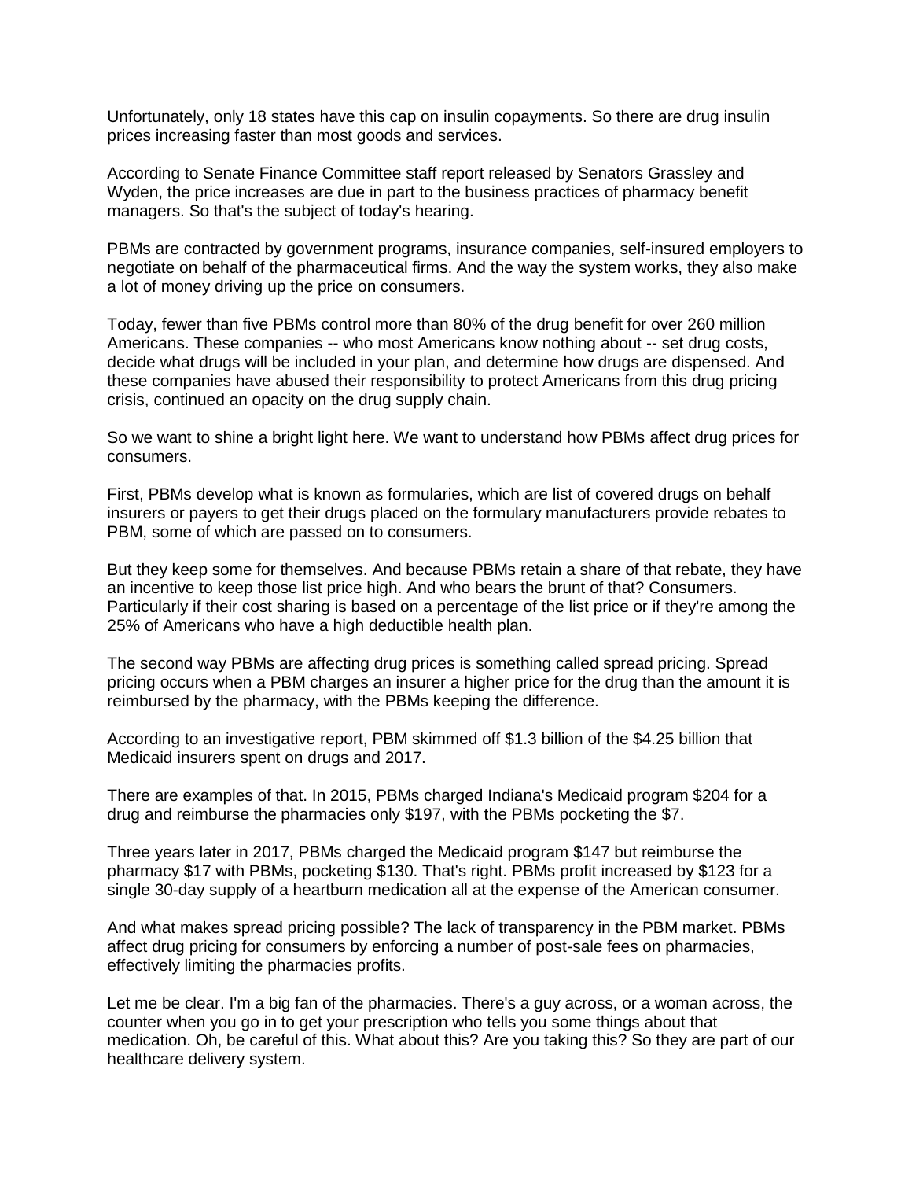Unfortunately, only 18 states have this cap on insulin copayments. So there are drug insulin prices increasing faster than most goods and services.

According to Senate Finance Committee staff report released by Senators Grassley and Wyden, the price increases are due in part to the business practices of pharmacy benefit managers. So that's the subject of today's hearing.

PBMs are contracted by government programs, insurance companies, self-insured employers to negotiate on behalf of the pharmaceutical firms. And the way the system works, they also make a lot of money driving up the price on consumers.

Today, fewer than five PBMs control more than 80% of the drug benefit for over 260 million Americans. These companies -- who most Americans know nothing about -- set drug costs, decide what drugs will be included in your plan, and determine how drugs are dispensed. And these companies have abused their responsibility to protect Americans from this drug pricing crisis, continued an opacity on the drug supply chain.

So we want to shine a bright light here. We want to understand how PBMs affect drug prices for consumers.

First, PBMs develop what is known as formularies, which are list of covered drugs on behalf insurers or payers to get their drugs placed on the formulary manufacturers provide rebates to PBM, some of which are passed on to consumers.

But they keep some for themselves. And because PBMs retain a share of that rebate, they have an incentive to keep those list price high. And who bears the brunt of that? Consumers. Particularly if their cost sharing is based on a percentage of the list price or if they're among the 25% of Americans who have a high deductible health plan.

The second way PBMs are affecting drug prices is something called spread pricing. Spread pricing occurs when a PBM charges an insurer a higher price for the drug than the amount it is reimbursed by the pharmacy, with the PBMs keeping the difference.

According to an investigative report, PBM skimmed off $1.3 billion of the $4.25 billion that Medicaid insurers spent on drugs and 2017.

There are examples of that. In 2015, PBMs charged Indiana's Medicaid program $204 for a drug and reimburse the pharmacies only $197, with the PBMs pocketing the $7.

Three years later in 2017, PBMs charged the Medicaid program $147 but reimburse the pharmacy $17 with PBMs, pocketing $130. That's right. PBMs profit increased by $123 for a single 30-day supply of a heartburn medication all at the expense of the American consumer.

And what makes spread pricing possible? The lack of transparency in the PBM market. PBMs affect drug pricing for consumers by enforcing a number of post-sale fees on pharmacies, effectively limiting the pharmacies profits.

Let me be clear. I'm a big fan of the pharmacies. There's a guy across, or a woman across, the counter when you go in to get your prescription who tells you some things about that medication. Oh, be careful of this. What about this? Are you taking this? So they are part of our healthcare delivery system.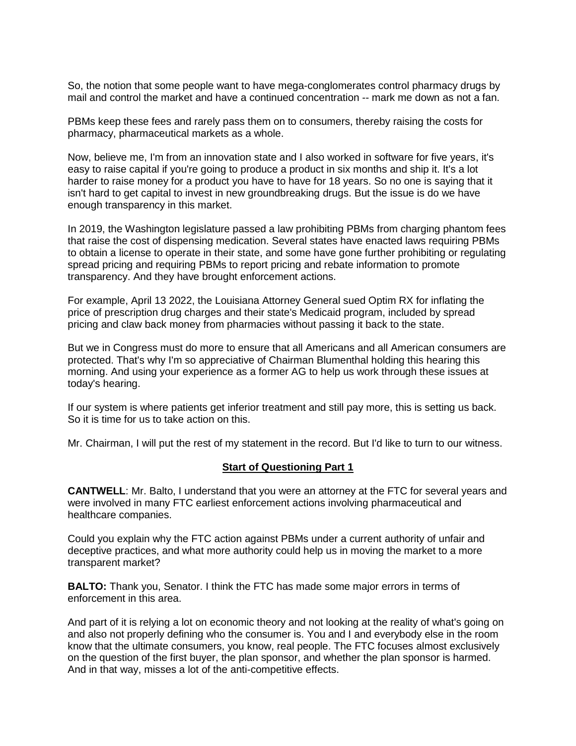So, the notion that some people want to have mega-conglomerates control pharmacy drugs by mail and control the market and have a continued concentration -- mark me down as not a fan.

PBMs keep these fees and rarely pass them on to consumers, thereby raising the costs for pharmacy, pharmaceutical markets as a whole.

Now, believe me, I'm from an innovation state and I also worked in software for five years, it's easy to raise capital if you're going to produce a product in six months and ship it. It's a lot harder to raise money for a product you have to have for 18 years. So no one is saying that it isn't hard to get capital to invest in new groundbreaking drugs. But the issue is do we have enough transparency in this market.

In 2019, the Washington legislature passed a law prohibiting PBMs from charging phantom fees that raise the cost of dispensing medication. Several states have enacted laws requiring PBMs to obtain a license to operate in their state, and some have gone further prohibiting or regulating spread pricing and requiring PBMs to report pricing and rebate information to promote transparency. And they have brought enforcement actions.

For example, April 13 2022, the Louisiana Attorney General sued Optim RX for inflating the price of prescription drug charges and their state's Medicaid program, included by spread pricing and claw back money from pharmacies without passing it back to the state.

But we in Congress must do more to ensure that all Americans and all American consumers are protected. That's why I'm so appreciative of Chairman Blumenthal holding this hearing this morning. And using your experience as a former AG to help us work through these issues at today's hearing.

If our system is where patients get inferior treatment and still pay more, this is setting us back. So it is time for us to take action on this.

Mr. Chairman, I will put the rest of my statement in the record. But I'd like to turn to our witness.

## Start of Questioning Part 1

**CANTWELL**: Mr. Balto, I understand that you were an attorney at the FTC for several years and were involved in many FTC earliest enforcement actions involving pharmaceutical and healthcare companies.

Could you explain why the FTC action against PBMs under a current authority of unfair and deceptive practices, and what more authority could help us in moving the market to a more transparent market?

**BALTO:** Thank you, Senator. I think the FTC has made some major errors in terms of enforcement in this area.

And part of it is relying a lot on economic theory and not looking at the reality of what's going on and also not properly defining who the consumer is. You and I and everybody else in the room know that the ultimate consumers, you know, real people. The FTC focuses almost exclusively on the question of the first buyer, the plan sponsor, and whether the plan sponsor is harmed. And in that way, misses a lot of the anti-competitive effects.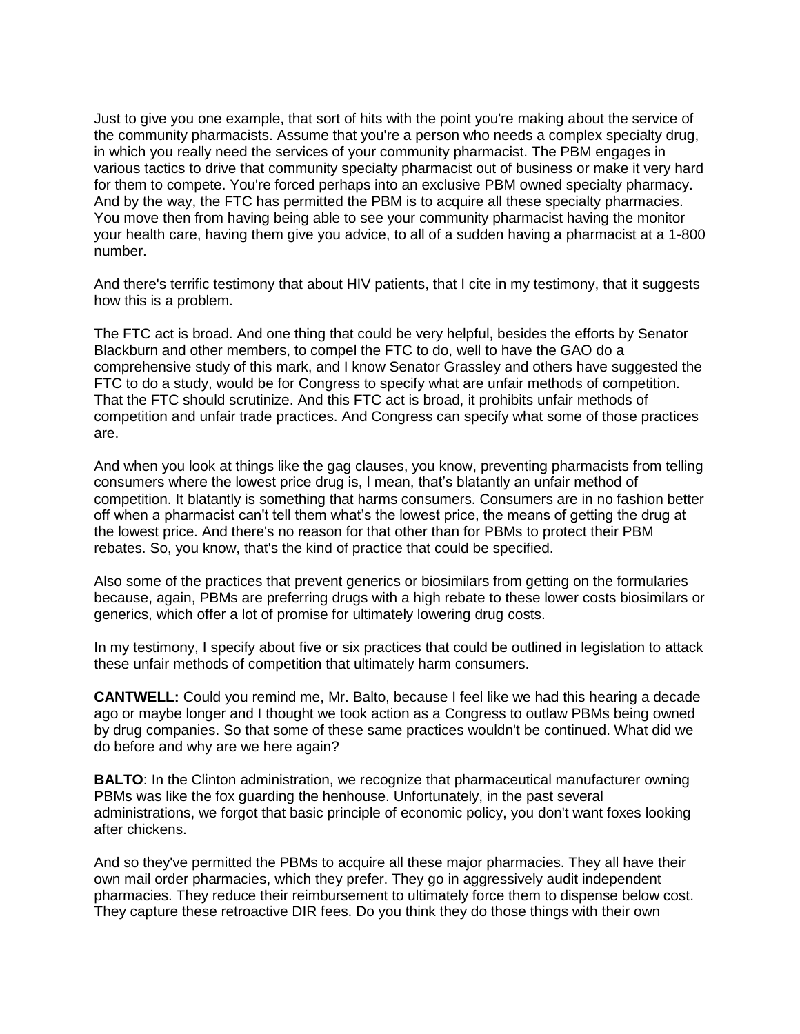Just to give you one example, that sort of hits with the point you're making about the service of the community pharmacists. Assume that you're a person who needs a complex specialty drug, in which you really need the services of your community pharmacist. The PBM engages in various tactics to drive that community specialty pharmacist out of business or make it very hard for them to compete. You're forced perhaps into an exclusive PBM owned specialty pharmacy. And by the way, the FTC has permitted the PBM is to acquire all these specialty pharmacies. You move then from having being able to see your community pharmacist having the monitor your health care, having them give you advice, to all of a sudden having a pharmacist at a 1-800 number.

And there's terrific testimony that about HIV patients, that I cite in my testimony, that it suggests how this is a problem.

The FTC act is broad. And one thing that could be very helpful, besides the efforts by Senator Blackburn and other members, to compel the FTC to do, well to have the GAO do a comprehensive study of this mark, and I know Senator Grassley and others have suggested the FTC to do a study, would be for Congress to specify what are unfair methods of competition. That the FTC should scrutinize. And this FTC act is broad, it prohibits unfair methods of competition and unfair trade practices. And Congress can specify what some of those practices are.

And when you look at things like the gag clauses, you know, preventing pharmacists from telling consumers where the lowest price drug is, I mean, that's blatantly an unfair method of competition. It blatantly is something that harms consumers. Consumers are in no fashion better off when a pharmacist can't tell them what's the lowest price, the means of getting the drug at the lowest price. And there's no reason for that other than for PBMs to protect their PBM rebates. So, you know, that's the kind of practice that could be specified.

Also some of the practices that prevent generics or biosimilars from getting on the formularies because, again, PBMs are preferring drugs with a high rebate to these lower costs biosimilars or generics, which offer a lot of promise for ultimately lowering drug costs.

In my testimony, I specify about five or six practices that could be outlined in legislation to attack these unfair methods of competition that ultimately harm consumers.

**CANTWELL:** Could you remind me, Mr. Balto, because I feel like we had this hearing a decade ago or maybe longer and I thought we took action as a Congress to outlaw PBMs being owned by drug companies. So that some of these same practices wouldn't be continued. What did we do before and why are we here again?

**BALTO**: In the Clinton administration, we recognize that pharmaceutical manufacturer owning PBMs was like the fox guarding the henhouse. Unfortunately, in the past several administrations, we forgot that basic principle of economic policy, you don't want foxes looking after chickens.

And so they've permitted the PBMs to acquire all these major pharmacies. They all have their own mail order pharmacies, which they prefer. They go in aggressively audit independent pharmacies. They reduce their reimbursement to ultimately force them to dispense below cost. They capture these retroactive DIR fees. Do you think they do those things with their own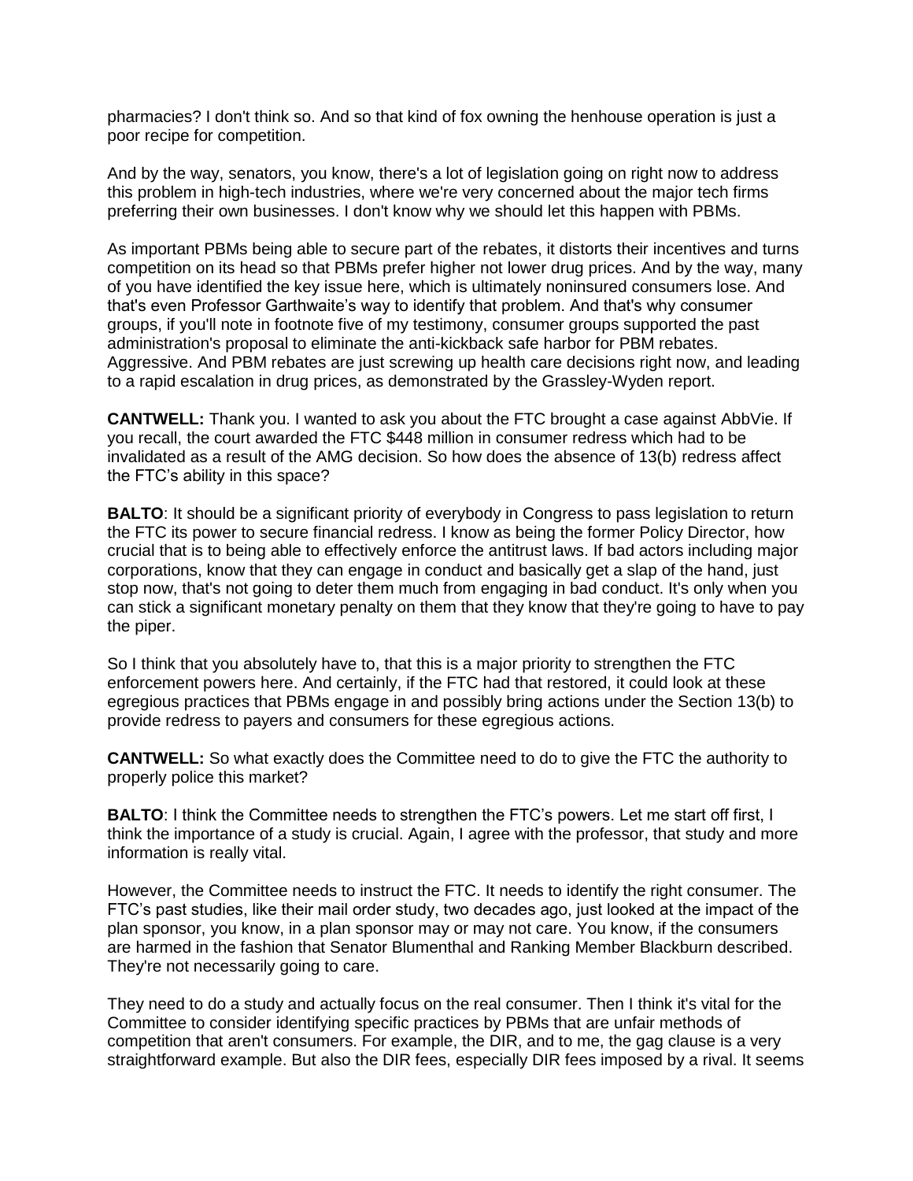pharmacies? I don't think so. And so that kind of fox owning the henhouse operation is just a poor recipe for competition.

And by the way, senators, you know, there's a lot of legislation going on right now to address this problem in high-tech industries, where we're very concerned about the major tech firms preferring their own businesses. I don't know why we should let this happen with PBMs.

As important PBMs being able to secure part of the rebates, it distorts their incentives and turns competition on its head so that PBMs prefer higher not lower drug prices. And by the way, many of you have identified the key issue here, which is ultimately noninsured consumers lose. And that's even Professor Garthwaite's way to identify that problem. And that's why consumer groups, if you'll note in footnote five of my testimony, consumer groups supported the past administration's proposal to eliminate the anti-kickback safe harbor for PBM rebates. Aggressive. And PBM rebates are just screwing up health care decisions right now, and leading to a rapid escalation in drug prices, as demonstrated by the Grassley-Wyden report.

**CANTWELL:** Thank you. I wanted to ask you about the FTC brought a case against AbbVie. If you recall, the court awarded the FTC $448 million in consumer redress which had to be invalidated as a result of the AMG decision. So how does the absence of 13(b) redress affect the FTC's ability in this space?

**BALTO**: It should be a significant priority of everybody in Congress to pass legislation to return the FTC its power to secure financial redress. I know as being the former Policy Director, how crucial that is to being able to effectively enforce the antitrust laws. If bad actors including major corporations, know that they can engage in conduct and basically get a slap of the hand, just stop now, that's not going to deter them much from engaging in bad conduct. It's only when you can stick a significant monetary penalty on them that they know that they're going to have to pay the piper.

So I think that you absolutely have to, that this is a major priority to strengthen the FTC enforcement powers here. And certainly, if the FTC had that restored, it could look at these egregious practices that PBMs engage in and possibly bring actions under the Section 13(b) to provide redress to payers and consumers for these egregious actions.

**CANTWELL:** So what exactly does the Committee need to do to give the FTC the authority to properly police this market?

**BALTO**: I think the Committee needs to strengthen the FTC's powers. Let me start off first, I think the importance of a study is crucial. Again, I agree with the professor, that study and more information is really vital.

However, the Committee needs to instruct the FTC. It needs to identify the right consumer. The FTC's past studies, like their mail order study, two decades ago, just looked at the impact of the plan sponsor, you know, in a plan sponsor may or may not care. You know, if the consumers are harmed in the fashion that Senator Blumenthal and Ranking Member Blackburn described. They're not necessarily going to care.

They need to do a study and actually focus on the real consumer. Then I think it's vital for the Committee to consider identifying specific practices by PBMs that are unfair methods of competition that aren't consumers. For example, the DIR, and to me, the gag clause is a very straightforward example. But also the DIR fees, especially DIR fees imposed by a rival. It seems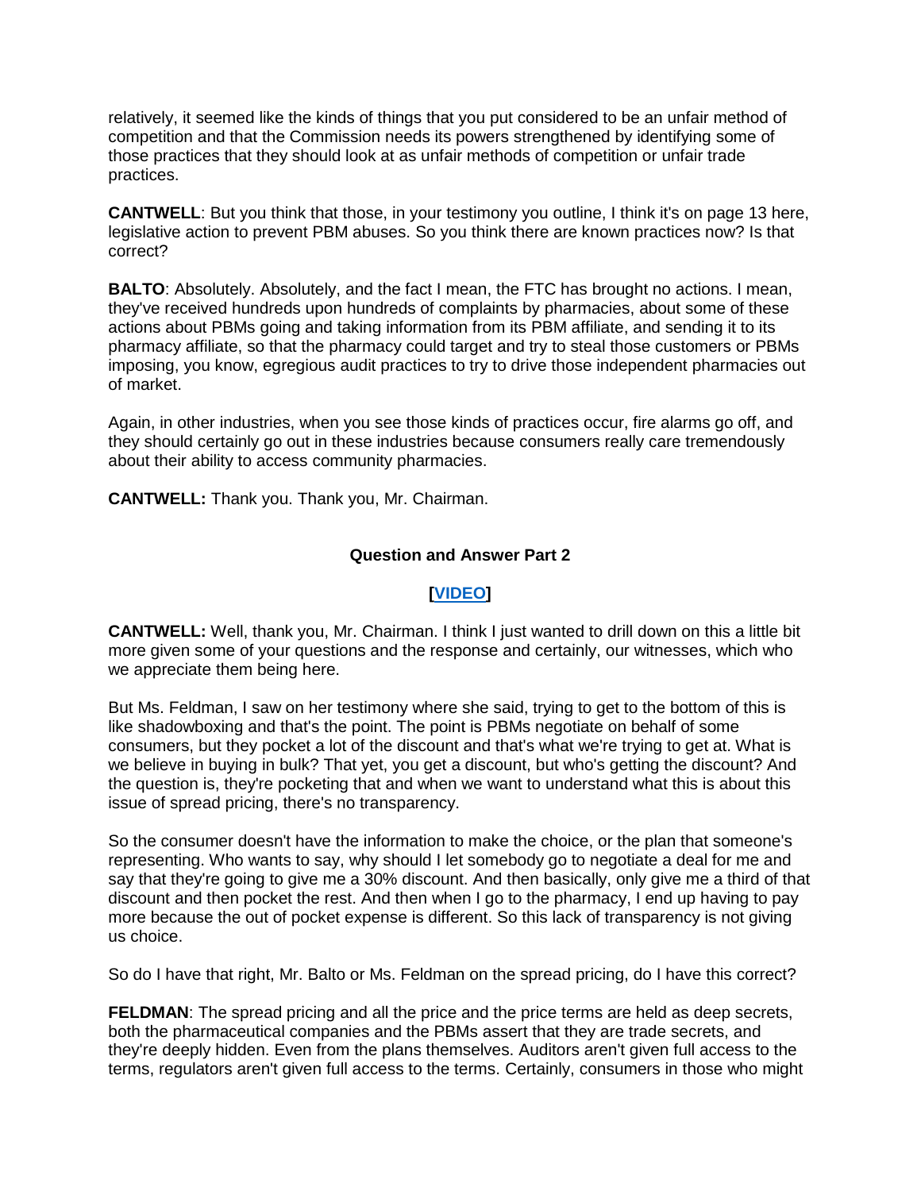relatively, it seemed like the kinds of things that you put considered to be an unfair method of competition and that the Commission needs its powers strengthened by identifying some of those practices that they should look at as unfair methods of competition or unfair trade practices.

**CANTWELL**: But you think that those, in your testimony you outline, I think it's on page 13 here, legislative action to prevent PBM abuses. So you think there are known practices now? Is that correct?

**BALTO**: Absolutely. Absolutely, and the fact I mean, the FTC has brought no actions. I mean, they've received hundreds upon hundreds of complaints by pharmacies, about some of these actions about PBMs going and taking information from its PBM affiliate, and sending it to its pharmacy affiliate, so that the pharmacy could target and try to steal those customers or PBMs imposing, you know, egregious audit practices to try to drive those independent pharmacies out of market.

Again, in other industries, when you see those kinds of practices occur, fire alarms go off, and they should certainly go out in these industries because consumers really care tremendously about their ability to access community pharmacies.

**CANTWELL:** Thank you. Thank you, Mr. Chairman.

### Question and Answer Part 2

**[VIDEO]**

**CANTWELL:** Well, thank you, Mr. Chairman. I think I just wanted to drill down on this a little bit more given some of your questions and the response and certainly, our witnesses, which who we appreciate them being here.

But Ms. Feldman, I saw on her testimony where she said, trying to get to the bottom of this is like shadowboxing and that's the point. The point is PBMs negotiate on behalf of some consumers, but they pocket a lot of the discount and that's what we're trying to get at. What is we believe in buying in bulk? That yet, you get a discount, but who's getting the discount? And the question is, they're pocketing that and when we want to understand what this is about this issue of spread pricing, there's no transparency.

So the consumer doesn't have the information to make the choice, or the plan that someone's representing. Who wants to say, why should I let somebody go to negotiate a deal for me and say that they're going to give me a 30% discount. And then basically, only give me a third of that discount and then pocket the rest. And then when I go to the pharmacy, I end up having to pay more because the out of pocket expense is different. So this lack of transparency is not giving us choice.

So do I have that right, Mr. Balto or Ms. Feldman on the spread pricing, do I have this correct?

**FELDMAN**: The spread pricing and all the price and the price terms are held as deep secrets, both the pharmaceutical companies and the PBMs assert that they are trade secrets, and they're deeply hidden. Even from the plans themselves. Auditors aren't given full access to the terms, regulators aren't given full access to the terms. Certainly, consumers in those who might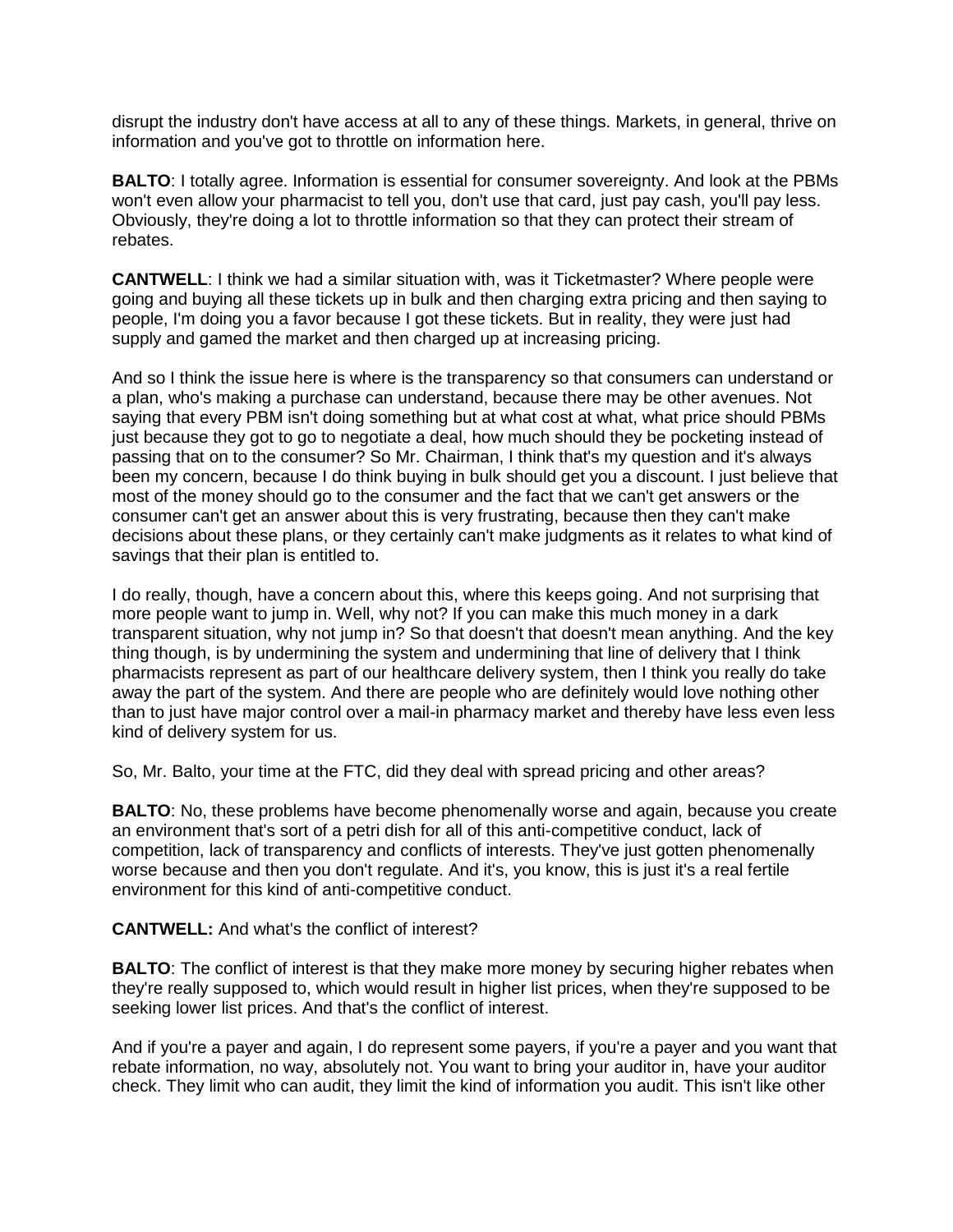disrupt the industry don't have access at all to any of these things. Markets, in general, thrive on information and you've got to throttle on information here.

**BALTO**: I totally agree. Information is essential for consumer sovereignty. And look at the PBMs won't even allow your pharmacist to tell you, don't use that card, just pay cash, you'll pay less. Obviously, they're doing a lot to throttle information so that they can protect their stream of rebates.

**CANTWELL**: I think we had a similar situation with, was it Ticketmaster? Where people were going and buying all these tickets up in bulk and then charging extra pricing and then saying to people, I'm doing you a favor because I got these tickets. But in reality, they were just had supply and gamed the market and then charged up at increasing pricing.

And so I think the issue here is where is the transparency so that consumers can understand or a plan, who's making a purchase can understand, because there may be other avenues. Not saying that every PBM isn't doing something but at what cost at what, what price should PBMs just because they got to go to negotiate a deal, how much should they be pocketing instead of passing that on to the consumer? So Mr. Chairman, I think that's my question and it's always been my concern, because I do think buying in bulk should get you a discount. I just believe that most of the money should go to the consumer and the fact that we can't get answers or the consumer can't get an answer about this is very frustrating, because then they can't make decisions about these plans, or they certainly can't make judgments as it relates to what kind of savings that their plan is entitled to.

I do really, though, have a concern about this, where this keeps going. And not surprising that more people want to jump in. Well, why not? If you can make this much money in a dark transparent situation, why not jump in? So that doesn't that doesn't mean anything. And the key thing though, is by undermining the system and undermining that line of delivery that I think pharmacists represent as part of our healthcare delivery system, then I think you really do take away the part of the system. And there are people who are definitely would love nothing other than to just have major control over a mail-in pharmacy market and thereby have less even less kind of delivery system for us.

So, Mr. Balto, your time at the FTC, did they deal with spread pricing and other areas?

**BALTO**: No, these problems have become phenomenally worse and again, because you create an environment that's sort of a petri dish for all of this anti-competitive conduct, lack of competition, lack of transparency and conflicts of interests. They've just gotten phenomenally worse because and then you don't regulate. And it's, you know, this is just it's a real fertile environment for this kind of anti-competitive conduct.

**CANTWELL:** And what's the conflict of interest?

**BALTO**: The conflict of interest is that they make more money by securing higher rebates when they're really supposed to, which would result in higher list prices, when they're supposed to be seeking lower list prices. And that's the conflict of interest.

And if you're a payer and again, I do represent some payers, if you're a payer and you want that rebate information, no way, absolutely not. You want to bring your auditor in, have your auditor check. They limit who can audit, they limit the kind of information you audit. This isn't like other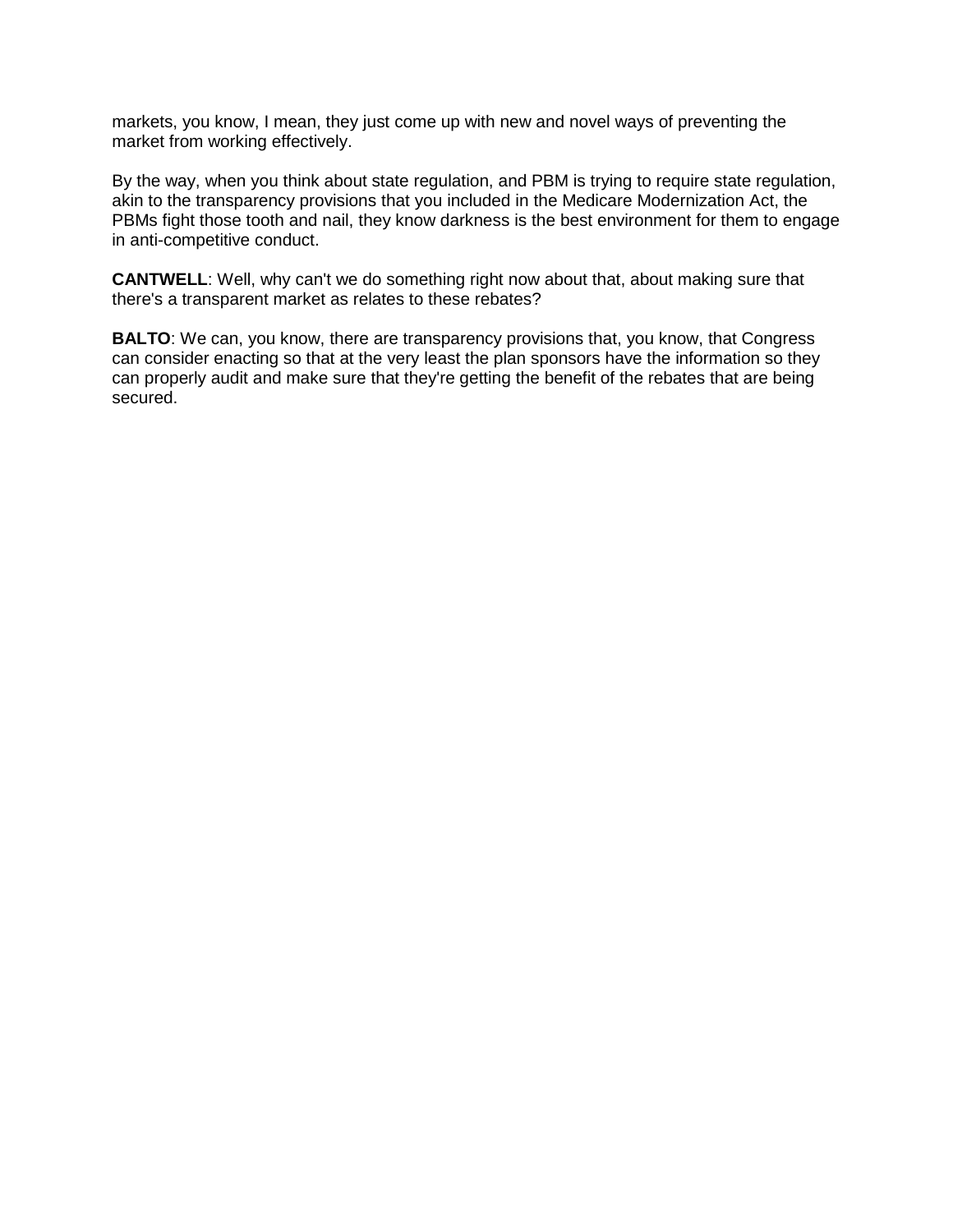markets, you know, I mean, they just come up with new and novel ways of preventing the market from working effectively.

By the way, when you think about state regulation, and PBM is trying to require state regulation, akin to the transparency provisions that you included in the Medicare Modernization Act, the PBMs fight those tooth and nail, they know darkness is the best environment for them to engage in anti-competitive conduct.

**CANTWELL**: Well, why can't we do something right now about that, about making sure that there's a transparent market as relates to these rebates?

**BALTO**: We can, you know, there are transparency provisions that, you know, that Congress can consider enacting so that at the very least the plan sponsors have the information so they can properly audit and make sure that they're getting the benefit of the rebates that are being secured.